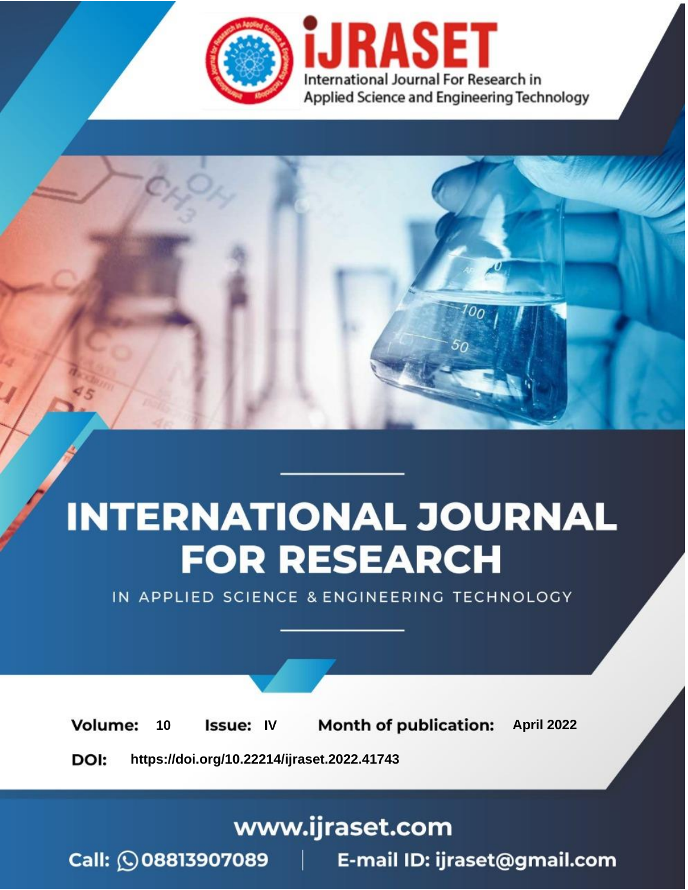iJRASET

International Journal For Research in Applied Science and Engineering Technology

# INTERNATIONAL JOURNAL FOR RESEARCH

IN APPLIED SCIENCE & ENGINEERING TECHNOLOGY

**Volume:** 10 **Issue:** IV **Month of publication:** April 2022

**DOI:** https://doi.org/10.22214/ijraset.2022.41743

www.ijraset.com

Call: 08813907089 | E-mail ID: ijraset@gmail.com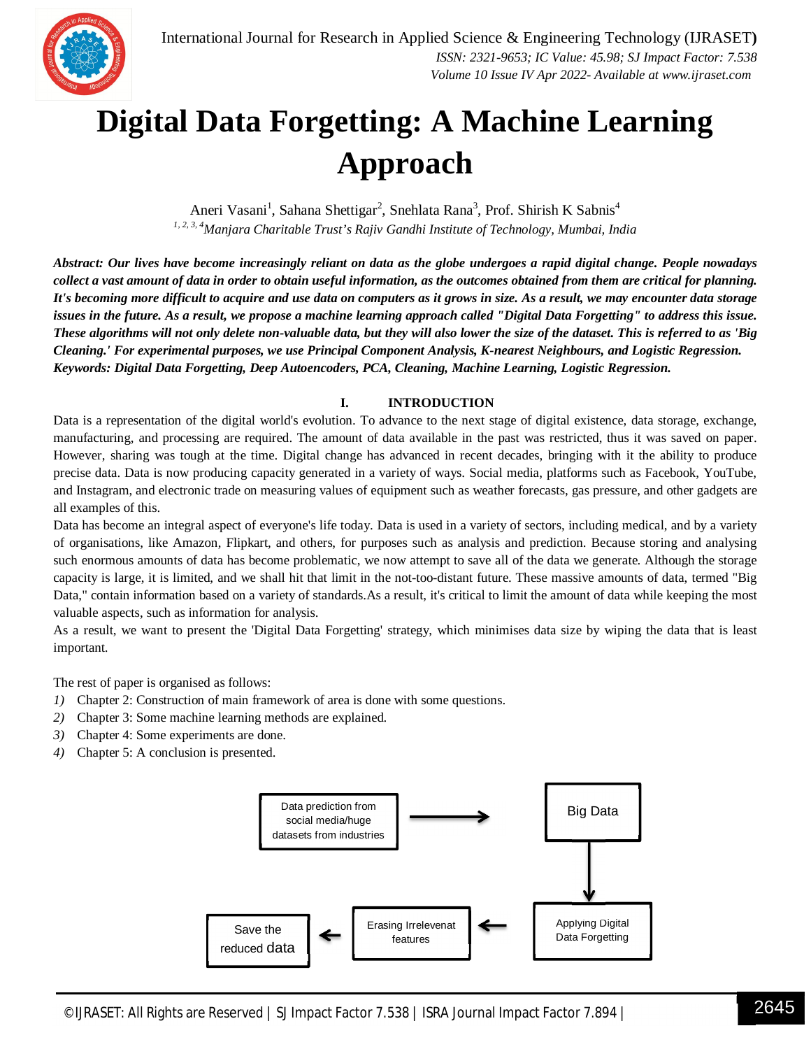# Digital Data Forgetting: A Machine Learning Approach

Aneri Vasani[1], Sahana Shettigar[2], Snehlata Rana[3], Prof. Shirish K Sabnis[4]

[1, 2, 3, 4]*Manjara Charitable Trust's Rajiv Gandhi Institute of Technology, Mumbai, India*

***Abstract:** Our lives have become increasingly reliant on data as the globe undergoes a rapid digital change. People nowadays collect a vast amount of data in order to obtain useful information, as the outcomes obtained from them are critical for planning. It's becoming more difficult to acquire and use data on computers as it grows in size. As a result, we may encounter data storage issues in the future. As a result, we propose a machine learning approach called "Digital Data Forgetting" to address this issue. These algorithms will not only delete non-valuable data, but they will also lower the size of the dataset. This is referred to as 'Big Cleaning.' For experimental purposes, we use Principal Component Analysis, K-nearest Neighbours, and Logistic Regression.*

***Keywords:** Digital Data Forgetting, Deep Autoencoders, PCA, Cleaning, Machine Learning, Logistic Regression.*

## I. INTRODUCTION

Data is a representation of the digital world's evolution. To advance to the next stage of digital existence, data storage, exchange, manufacturing, and processing are required. The amount of data available in the past was restricted, thus it was saved on paper. However, sharing was tough at the time. Digital change has advanced in recent decades, bringing with it the ability to produce precise data. Data is now producing capacity generated in a variety of ways. Social media, platforms such as Facebook, YouTube, and Instagram, and electronic trade on measuring values of equipment such as weather forecasts, gas pressure, and other gadgets are all examples of this.

Data has become an integral aspect of everyone's life today. Data is used in a variety of sectors, including medical, and by a variety of organisations, like Amazon, Flipkart, and others, for purposes such as analysis and prediction. Because storing and analysing such enormous amounts of data has become problematic, we now attempt to save all of the data we generate. Although the storage capacity is large, it is limited, and we shall hit that limit in the not-too-distant future. These massive amounts of data, termed "Big Data," contain information based on a variety of standards.As a result, it's critical to limit the amount of data while keeping the most valuable aspects, such as information for analysis.

As a result, we want to present the 'Digital Data Forgetting' strategy, which minimises data size by wiping the data that is least important.

The rest of paper is organised as follows:

1) Chapter 2: Construction of main framework of area is done with some questions.
2) Chapter 3: Some machine learning methods are explained.
3) Chapter 4: Some experiments are done.
4) Chapter 5: A conclusion is presented.

Data prediction from social media/huge datasets from industries → Big Data → Applying Digital Data Forgetting → Erasing Irrelevenat features → Save the reduced data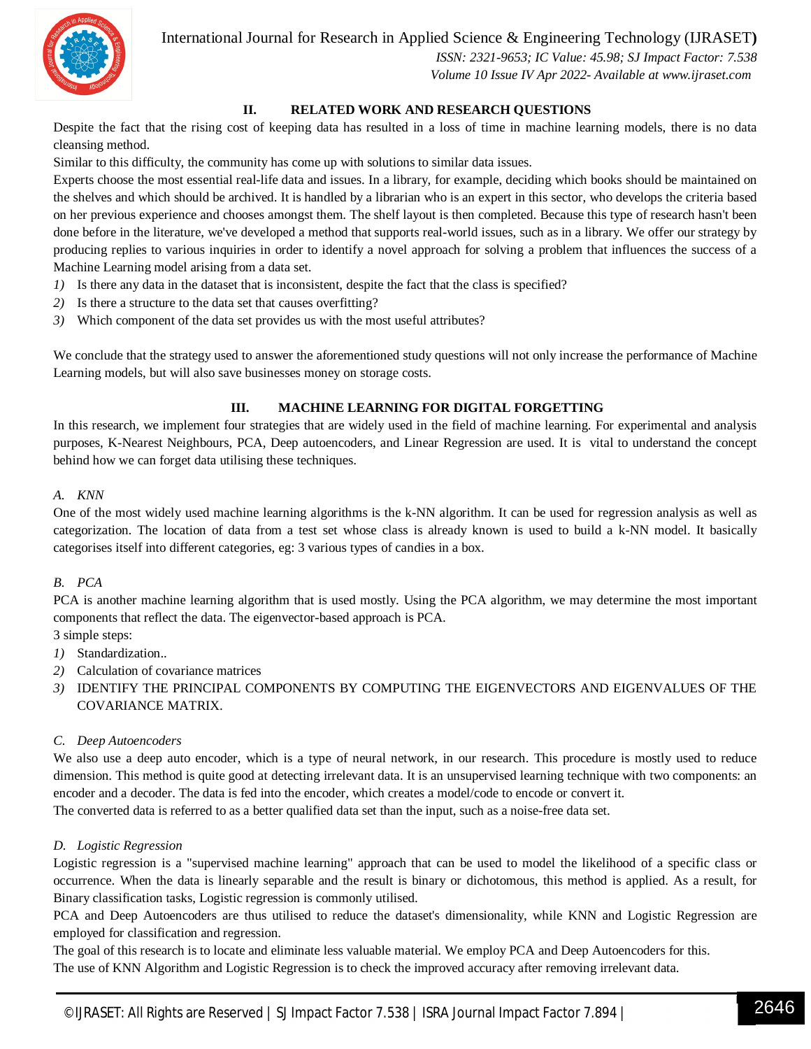## II. RELATED WORK AND RESEARCH QUESTIONS

Despite the fact that the rising cost of keeping data has resulted in a loss of time in machine learning models, there is no data cleansing method.

Similar to this difficulty, the community has come up with solutions to similar data issues.

Experts choose the most essential real-life data and issues. In a library, for example, deciding which books should be maintained on the shelves and which should be archived. It is handled by a librarian who is an expert in this sector, who develops the criteria based on her previous experience and chooses amongst them. The shelf layout is then completed. Because this type of research hasn't been done before in the literature, we've developed a method that supports real-world issues, such as in a library. We offer our strategy by producing replies to various inquiries in order to identify a novel approach for solving a problem that influences the success of a Machine Learning model arising from a data set.

1) Is there any data in the dataset that is inconsistent, despite the fact that the class is specified?
2) Is there a structure to the data set that causes overfitting?
3) Which component of the data set provides us with the most useful attributes?

We conclude that the strategy used to answer the aforementioned study questions will not only increase the performance of Machine Learning models, but will also save businesses money on storage costs.

## III. MACHINE LEARNING FOR DIGITAL FORGETTING

In this research, we implement four strategies that are widely used in the field of machine learning. For experimental and analysis purposes, K-Nearest Neighbours, PCA, Deep autoencoders, and Linear Regression are used. It is vital to understand the concept behind how we can forget data utilising these techniques.

### A. KNN

One of the most widely used machine learning algorithms is the k-NN algorithm. It can be used for regression analysis as well as categorization. The location of data from a test set whose class is already known is used to build a k-NN model. It basically categorises itself into different categories, eg: 3 various types of candies in a box.

### B. PCA

PCA is another machine learning algorithm that is used mostly. Using the PCA algorithm, we may determine the most important components that reflect the data. The eigenvector-based approach is PCA.

3 simple steps:

1) Standardization..
2) Calculation of covariance matrices
3) IDENTIFY THE PRINCIPAL COMPONENTS BY COMPUTING THE EIGENVECTORS AND EIGENVALUES OF THE COVARIANCE MATRIX.

### C. Deep Autoencoders

We also use a deep auto encoder, which is a type of neural network, in our research. This procedure is mostly used to reduce dimension. This method is quite good at detecting irrelevant data. It is an unsupervised learning technique with two components: an encoder and a decoder. The data is fed into the encoder, which creates a model/code to encode or convert it.

The converted data is referred to as a better qualified data set than the input, such as a noise-free data set.

### D. Logistic Regression

Logistic regression is a "supervised machine learning" approach that can be used to model the likelihood of a specific class or occurrence. When the data is linearly separable and the result is binary or dichotomous, this method is applied. As a result, for Binary classification tasks, Logistic regression is commonly utilised.

PCA and Deep Autoencoders are thus utilised to reduce the dataset's dimensionality, while KNN and Logistic Regression are employed for classification and regression.

The goal of this research is to locate and eliminate less valuable material. We employ PCA and Deep Autoencoders for this.

The use of KNN Algorithm and Logistic Regression is to check the improved accuracy after removing irrelevant data.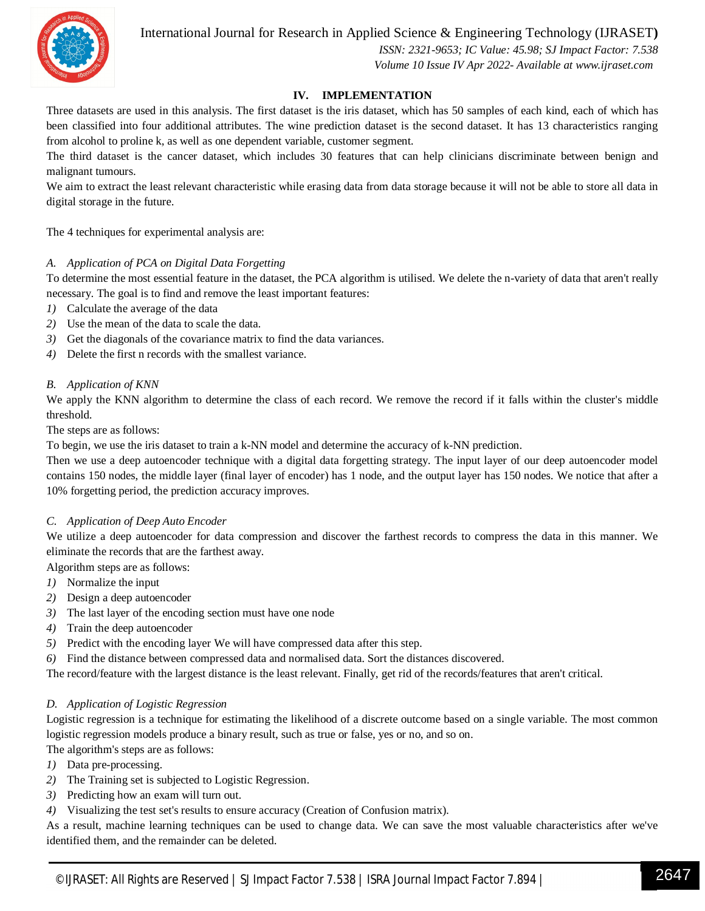## IV. IMPLEMENTATION

Three datasets are used in this analysis. The first dataset is the iris dataset, which has 50 samples of each kind, each of which has been classified into four additional attributes. The wine prediction dataset is the second dataset. It has 13 characteristics ranging from alcohol to proline k, as well as one dependent variable, customer segment.

The third dataset is the cancer dataset, which includes 30 features that can help clinicians discriminate between benign and malignant tumours.

We aim to extract the least relevant characteristic while erasing data from data storage because it will not be able to store all data in digital storage in the future.

The 4 techniques for experimental analysis are:

### *A. Application of PCA on Digital Data Forgetting*

To determine the most essential feature in the dataset, the PCA algorithm is utilised. We delete the n-variety of data that aren't really necessary. The goal is to find and remove the least important features:

1) Calculate the average of the data
2) Use the mean of the data to scale the data.
3) Get the diagonals of the covariance matrix to find the data variances.
4) Delete the first n records with the smallest variance.

### *B. Application of KNN*

We apply the KNN algorithm to determine the class of each record. We remove the record if it falls within the cluster's middle threshold.

The steps are as follows:

To begin, we use the iris dataset to train a k-NN model and determine the accuracy of k-NN prediction.

Then we use a deep autoencoder technique with a digital data forgetting strategy. The input layer of our deep autoencoder model contains 150 nodes, the middle layer (final layer of encoder) has 1 node, and the output layer has 150 nodes. We notice that after a 10% forgetting period, the prediction accuracy improves.

### *C. Application of Deep Auto Encoder*

We utilize a deep autoencoder for data compression and discover the farthest records to compress the data in this manner. We eliminate the records that are the farthest away.

Algorithm steps are as follows:

1) Normalize the input
2) Design a deep autoencoder
3) The last layer of the encoding section must have one node
4) Train the deep autoencoder
5) Predict with the encoding layer We will have compressed data after this step.
6) Find the distance between compressed data and normalised data. Sort the distances discovered.

The record/feature with the largest distance is the least relevant. Finally, get rid of the records/features that aren't critical.

### *D. Application of Logistic Regression*

Logistic regression is a technique for estimating the likelihood of a discrete outcome based on a single variable. The most common logistic regression models produce a binary result, such as true or false, yes or no, and so on.

The algorithm's steps are as follows:

1) Data pre-processing.
2) The Training set is subjected to Logistic Regression.
3) Predicting how an exam will turn out.
4) Visualizing the test set's results to ensure accuracy (Creation of Confusion matrix).

As a result, machine learning techniques can be used to change data. We can save the most valuable characteristics after we've identified them, and the remainder can be deleted.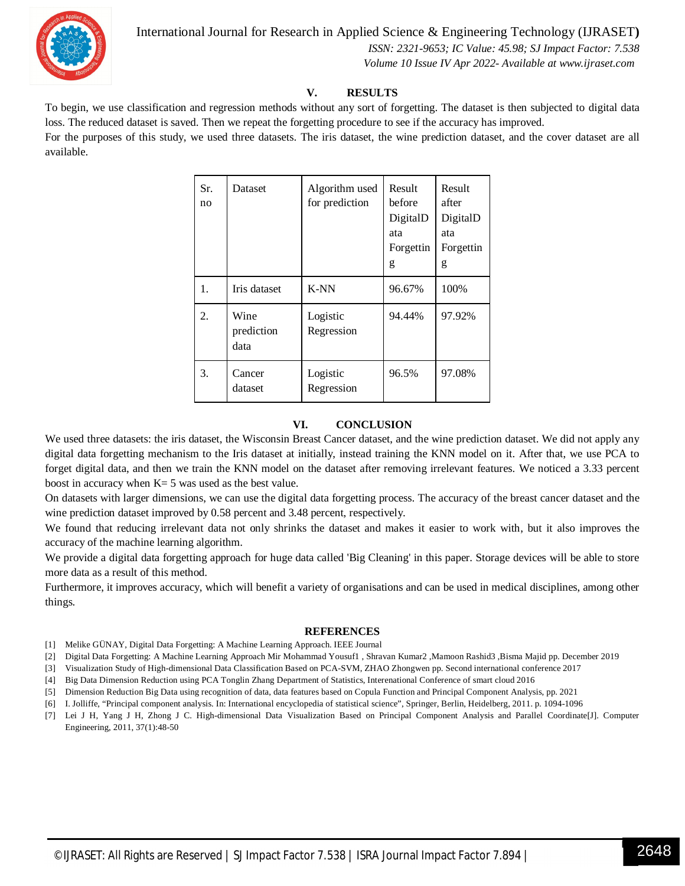## V. RESULTS

To begin, we use classification and regression methods without any sort of forgetting. The dataset is then subjected to digital data loss. The reduced dataset is saved. Then we repeat the forgetting procedure to see if the accuracy has improved.

For the purposes of this study, we used three datasets. The iris dataset, the wine prediction dataset, and the cover dataset are all available.

| Sr. no | Dataset | Algorithm used for prediction | Result before DigitalData Forgetting | Result after DigitalData Forgetting |
|---|---|---|---|---|
| 1. | Iris dataset | K-NN | 96.67% | 100% |
| 2. | Wine prediction data | Logistic Regression | 94.44% | 97.92% |
| 3. | Cancer dataset | Logistic Regression | 96.5% | 97.08% |

## VI. CONCLUSION

We used three datasets: the iris dataset, the Wisconsin Breast Cancer dataset, and the wine prediction dataset. We did not apply any digital data forgetting mechanism to the Iris dataset at initially, instead training the KNN model on it. After that, we use PCA to forget digital data, and then we train the KNN model on the dataset after removing irrelevant features. We noticed a 3.33 percent boost in accuracy when K= 5 was used as the best value.

On datasets with larger dimensions, we can use the digital data forgetting process. The accuracy of the breast cancer dataset and the wine prediction dataset improved by 0.58 percent and 3.48 percent, respectively.

We found that reducing irrelevant data not only shrinks the dataset and makes it easier to work with, but it also improves the accuracy of the machine learning algorithm.

We provide a digital data forgetting approach for huge data called 'Big Cleaning' in this paper. Storage devices will be able to store more data as a result of this method.

Furthermore, it improves accuracy, which will benefit a variety of organisations and can be used in medical disciplines, among other things.

## REFERENCES

[1] Melike GÜNAY, Digital Data Forgetting: A Machine Learning Approach. IEEE Journal

[2] Digital Data Forgetting: A Machine Learning Approach Mir Mohammad Yousuf1 , Shravan Kumar2 ,Mamoon Rashid3 ,Bisma Majid pp. December 2019

[3] Visualization Study of High-dimensional Data Classification Based on PCA-SVM, ZHAO Zhongwen pp. Second international conference 2017

[4] Big Data Dimension Reduction using PCA Tonglin Zhang Department of Statistics, Intereational Conference of smart cloud 2016

[5] Dimension Reduction Big Data using recognition of data, data features based on Copula Function and Principal Component Analysis, pp. 2021

[6] I. Jolliffe, "Principal component analysis. In: International encyclopedia of statistical science", Springer, Berlin, Heidelberg, 2011. p. 1094-1096

[7] Lei J H, Yang J H, Zhong J C. High-dimensional Data Visualization Based on Principal Component Analysis and Parallel Coordinate[J]. Computer Engineering, 2011, 37(1):48-50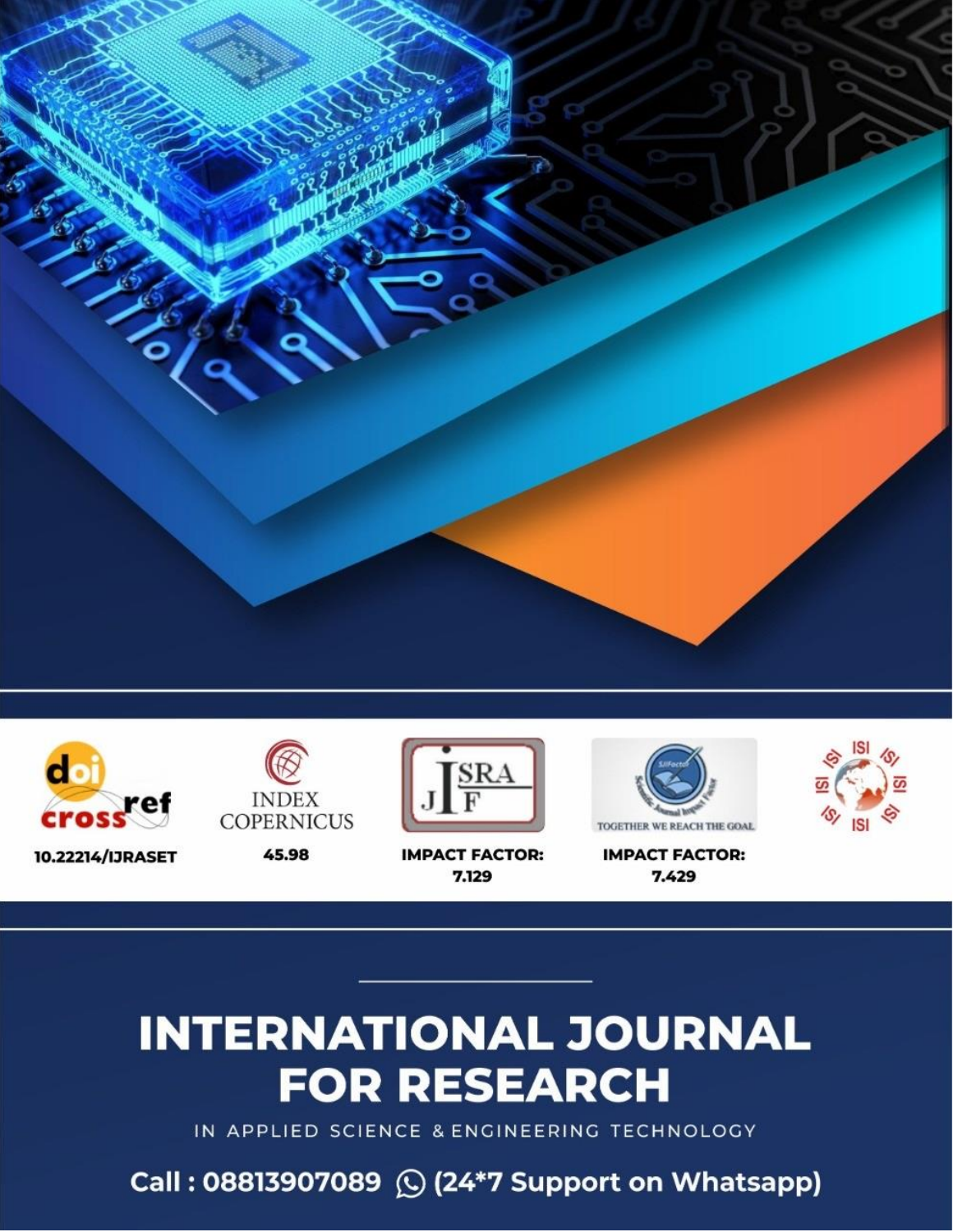10.22214/IJRASET

INDEX COPERNICUS

45.98

IMPACT FACTOR: 7.129

IMPACT FACTOR: 7.429

# INTERNATIONAL JOURNAL FOR RESEARCH

IN APPLIED SCIENCE & ENGINEERING TECHNOLOGY

Call : 08813907089 (24*7 Support on Whatsapp)